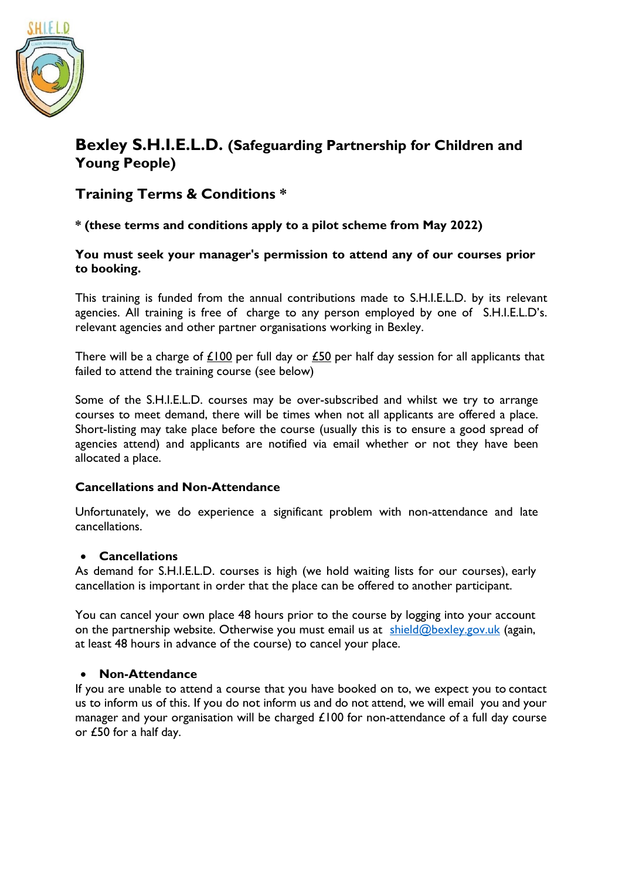# Bexley S.H.I.E.L.D. (Safeguarding Partnership for Children and Young People)

## Training Terms & Conditions *

**\* (these terms and conditions apply to a pilot scheme from May 2022)**

**You must seek your manager's permission to attend any of our courses prior to booking.**

This training is funded from the annual contributions made to S.H.I.E.L.D. by its relevant agencies. All training is free of charge to any person employed by one of S.H.I.E.L.D's. relevant agencies and other partner organisations working in Bexley.

There will be a charge of £100 per full day or £50 per half day session for all applicants that failed to attend the training course (see below)

Some of the S.H.I.E.L.D. courses may be over-subscribed and whilst we try to arrange courses to meet demand, there will be times when not all applicants are offered a place. Short-listing may take place before the course (usually this is to ensure a good spread of agencies attend) and applicants are notified via email whether or not they have been allocated a place.

### Cancellations and Non-Attendance

Unfortunately, we do experience a significant problem with non-attendance and late cancellations.

- **Cancellations**

As demand for S.H.I.E.L.D. courses is high (we hold waiting lists for our courses), early cancellation is important in order that the place can be offered to another participant.

You can cancel your own place 48 hours prior to the course by logging into your account on the partnership website. Otherwise you must email us at shield@bexley.gov.uk (again, at least 48 hours in advance of the course) to cancel your place.

- **Non-Attendance**

If you are unable to attend a course that you have booked on to, we expect you to contact us to inform us of this. If you do not inform us and do not attend, we will email you and your manager and your organisation will be charged £100 for non-attendance of a full day course or £50 for a half day.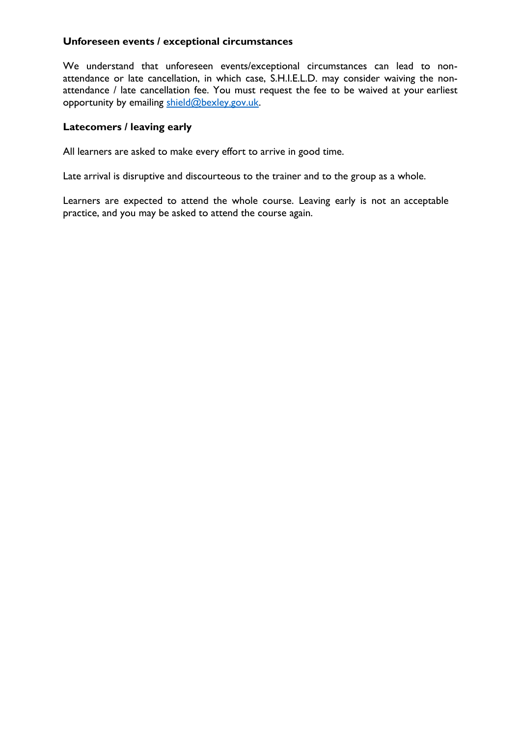**Unforeseen events / exceptional circumstances**

We understand that unforeseen events/exceptional circumstances can lead to non-attendance or late cancellation, in which case, S.H.I.E.L.D. may consider waiving the non-attendance / late cancellation fee. You must request the fee to be waived at your earliest opportunity by emailing [shield@bexley.gov.uk](mailto:shield@bexley.gov.uk).

**Latecomers / leaving early**

All learners are asked to make every effort to arrive in good time.

Late arrival is disruptive and discourteous to the trainer and to the group as a whole.

Learners are expected to attend the whole course. Leaving early is not an acceptable practice, and you may be asked to attend the course again.